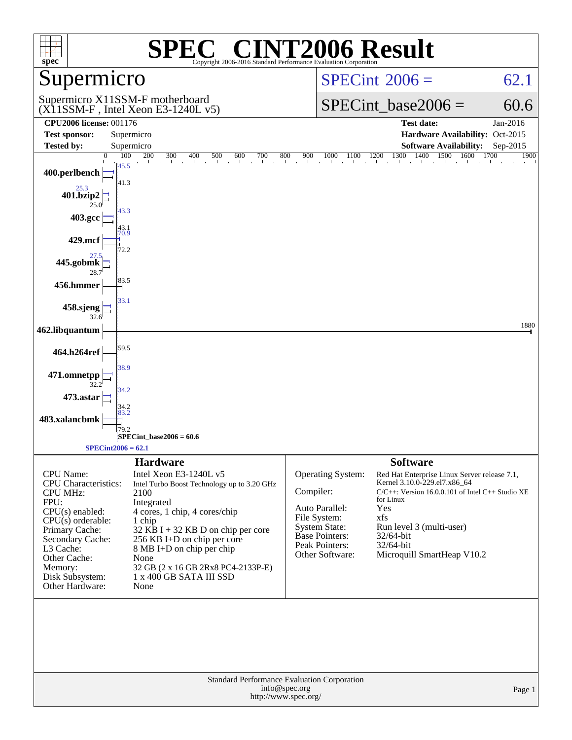# SPEC CINT2006 Result

Copyright 2006-2016 Standard Performance Evaluation Corporation

## Supermicro

Supermicro X11SSM-F motherboard
(X11SSM-F , Intel Xeon E3-1240L v5)

SPECint 2006 = 62.1

SPECint_base2006 = 60.6

| | | | |
|---|---|---|---|
| **CPU2006 license:** | 001176 | **Test date:** | Jan-2016 |
| **Test sponsor:** | Supermicro | **Hardware Availability:** | Oct-2015 |
| **Tested by:** | Supermicro | **Software Availability:** | Sep-2015 |

| Benchmark | Peak | Base |
|---|---|---|
| 400.perlbench | 45.5 | 41.3 |
| 401.bzip2 | 25.3 | 25.0 |
| 403.gcc | 43.3 | 43.1 |
| 429.mcf | 70.9 | 72.2 |
| 445.gobmk | 27.5 | 28.7 |
| 456.hmmer | | 83.5 |
| 458.sjeng | 33.1 | 32.6 |
| 462.libquantum | | 1880 |
| 464.h264ref | | 59.5 |
| 471.omnetpp | 38.9 | 32.2 |
| 473.astar | 34.2 | 34.2 |
| 483.xalancbmk | 83.2 | 79.2 |

SPECint_base2006 = 60.6

SPECint2006 = 62.1

### Hardware

| | |
|---|---|
| CPU Name: | Intel Xeon E3-1240L v5 |
| CPU Characteristics: | Intel Turbo Boost Technology up to 3.20 GHz |
| CPU MHz: | 2100 |
| FPU: | Integrated |
| CPU(s) enabled: | 4 cores, 1 chip, 4 cores/chip |
| CPU(s) orderable: | 1 chip |
| Primary Cache: | 32 KB I + 32 KB D on chip per core |
| Secondary Cache: | 256 KB I+D on chip per core |
| L3 Cache: | 8 MB I+D on chip per chip |
| Other Cache: | None |
| Memory: | 32 GB (2 x 16 GB 2Rx8 PC4-2133P-E) |
| Disk Subsystem: | 1 x 400 GB SATA III SSD |
| Other Hardware: | None |

### Software

| | |
|---|---|
| Operating System: | Red Hat Enterprise Linux Server release 7.1, Kernel 3.10.0-229.el7.x86_64 |
| Compiler: | C/C++: Version 16.0.0.101 of Intel C++ Studio XE for Linux |
| Auto Parallel: | Yes |
| File System: | xfs |
| System State: | Run level 3 (multi-user) |
| Base Pointers: | 32/64-bit |
| Peak Pointers: | 32/64-bit |
| Other Software: | Microquill SmartHeap V10.2 |

Standard Performance Evaluation Corporation
info@spec.org
http://www.spec.org/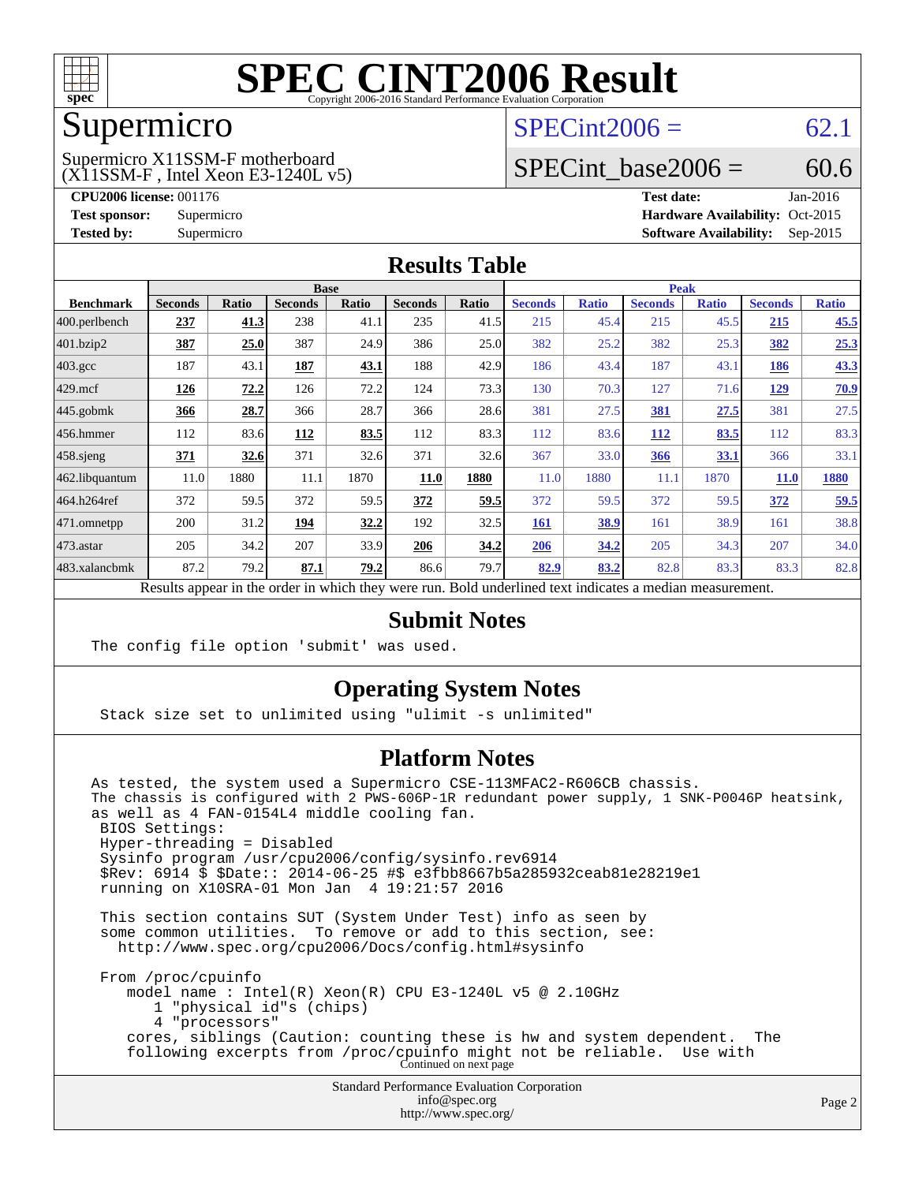# SPEC CINT2006 Result

Copyright 2006-2016 Standard Performance Evaluation Corporation

## Supermicro

Supermicro X11SSM-F motherboard
(X11SSM-F , Intel Xeon E3-1240L v5)

SPECint2006 = 62.1

SPECint_base2006 = 60.6

**CPU2006 license:** 001176
**Test sponsor:** Supermicro
**Tested by:** Supermicro

**Test date:** Jan-2016
**Hardware Availability:** Oct-2015
**Software Availability:** Sep-2015

## Results Table

| Benchmark | Base | | | | | | Peak | | | | | |
|---|---|---|---|---|---|---|---|---|---|---|---|---|
| | Seconds | Ratio | Seconds | Ratio | Seconds | Ratio | Seconds | Ratio | Seconds | Ratio | Seconds | Ratio |
| 400.perlbench | **237** | **41.3** | 238 | 41.1 | 235 | 41.5 | 215 | 45.4 | 215 | 45.5 | **215** | **45.5** |
| 401.bzip2 | **387** | **25.0** | 387 | 24.9 | 386 | 25.0 | 382 | 25.2 | 382 | 25.3 | **382** | **25.3** |
| 403.gcc | 187 | 43.1 | **187** | **43.1** | 188 | 42.9 | 186 | 43.4 | 187 | 43.1 | **186** | **43.3** |
| 429.mcf | **126** | **72.2** | 126 | 72.2 | 124 | 73.3 | 130 | 70.3 | 127 | 71.6 | **129** | **70.9** |
| 445.gobmk | **366** | **28.7** | 366 | 28.7 | 366 | 28.6 | 381 | 27.5 | **381** | **27.5** | 381 | 27.5 |
| 456.hmmer | 112 | 83.6 | **112** | **83.5** | 112 | 83.3 | 112 | 83.6 | **112** | **83.5** | 112 | 83.3 |
| 458.sjeng | **371** | **32.6** | 371 | 32.6 | 371 | 32.6 | 367 | 33.0 | **366** | **33.1** | 366 | 33.1 |
| 462.libquantum | 11.0 | 1880 | 11.1 | 1870 | **11.0** | **1880** | 11.0 | 1880 | 11.1 | 1870 | **11.0** | **1880** |
| 464.h264ref | 372 | 59.5 | 372 | 59.5 | **372** | **59.5** | 372 | 59.5 | 372 | 59.5 | **372** | **59.5** |
| 471.omnetpp | 200 | 31.2 | **194** | **32.2** | 192 | 32.5 | **161** | **38.9** | 161 | 38.9 | 161 | 38.8 |
| 473.astar | 205 | 34.2 | 207 | 33.9 | **206** | **34.2** | **206** | **34.2** | 205 | 34.3 | 207 | 34.0 |
| 483.xalancbmk | 87.2 | 79.2 | **87.1** | **79.2** | 86.6 | 79.7 | **82.9** | **83.2** | 82.8 | 83.3 | 83.3 | 82.8 |

Results appear in the order in which they were run. Bold underlined text indicates a median measurement.

## Submit Notes

```
The config file option 'submit' was used.
```

## Operating System Notes

```
Stack size set to unlimited using "ulimit -s unlimited"
```

## Platform Notes

```
As tested, the system used a Supermicro CSE-113MFAC2-R606CB chassis.
The chassis is configured with 2 PWS-606P-1R redundant power supply, 1 SNK-P0046P heatsink,
as well as 4 FAN-0154L4 middle cooling fan.
 BIOS Settings:
 Hyper-threading = Disabled
 Sysinfo program /usr/cpu2006/config/sysinfo.rev6914
 $Rev: 6914 $ $Date:: 2014-06-25 #$ e3fbb8667b5a285932ceab81e28219e1
 running on X10SRA-01 Mon Jan  4 19:21:57 2016

 This section contains SUT (System Under Test) info as seen by
 some common utilities.  To remove or add to this section, see:
   http://www.spec.org/cpu2006/Docs/config.html#sysinfo

 From /proc/cpuinfo
    model name : Intel(R) Xeon(R) CPU E3-1240L v5 @ 2.10GHz
       1 "physical id"s (chips)
       4 "processors"
    cores, siblings (Caution: counting these is hw and system dependent.  The
    following excerpts from /proc/cpuinfo might not be reliable.  Use with
```

Continued on next page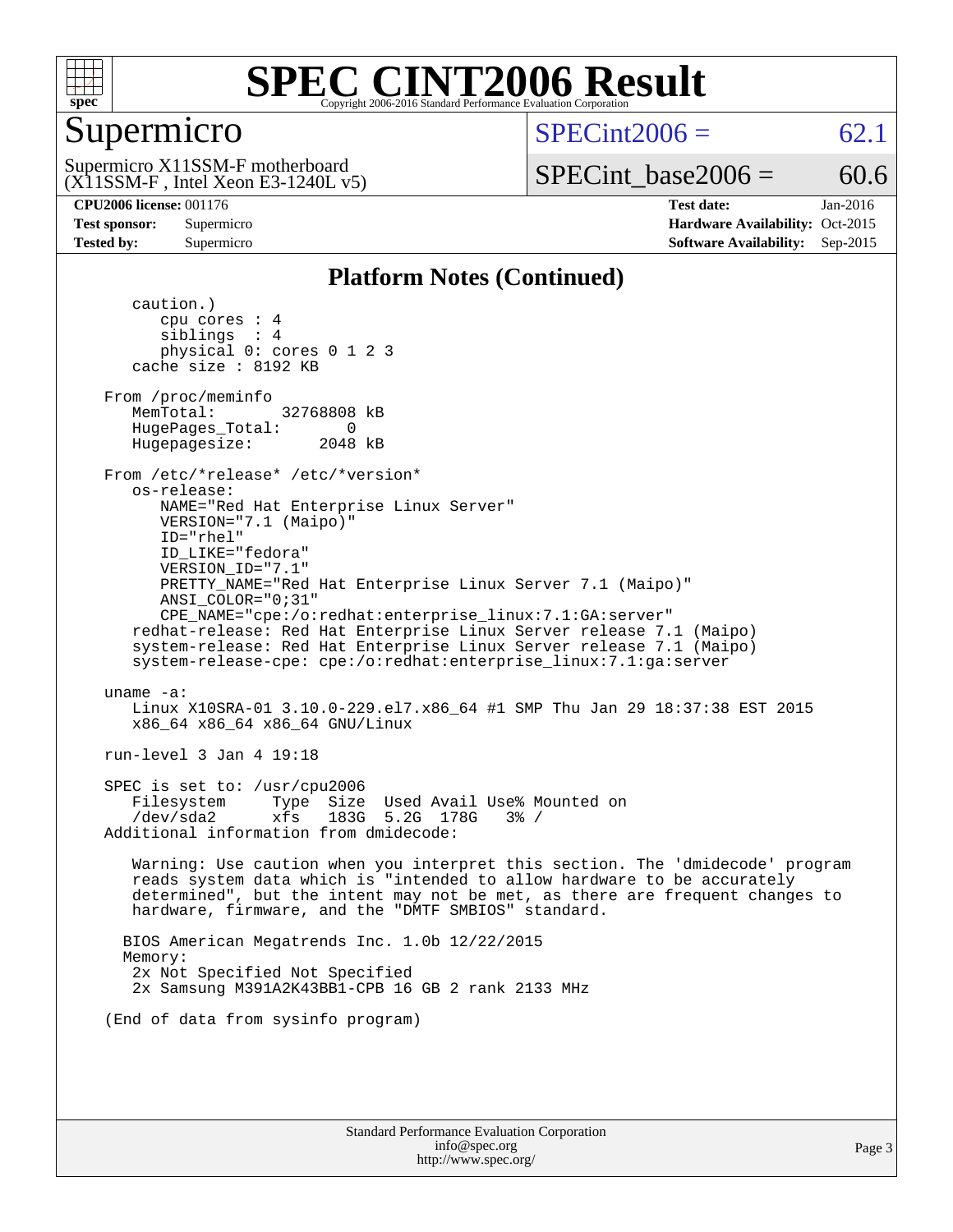# SPEC CINT2006 Result

Copyright 2006-2016 Standard Performance Evaluation Corporation

## Supermicro

Supermicro X11SSM-F motherboard
(X11SSM-F , Intel Xeon E3-1240L v5)

SPECint2006 = 62.1

SPECint_base2006 = 60.6

| | | | |
|---|---|---|---|
| **CPU2006 license:** 001176 | | **Test date:** | Jan-2016 |
| **Test sponsor:** | Supermicro | **Hardware Availability:** | Oct-2015 |
| **Tested by:** | Supermicro | **Software Availability:** | Sep-2015 |

## Platform Notes (Continued)

```
      caution.)
         cpu cores : 4
         siblings  : 4
         physical 0: cores 0 1 2 3
      cache size : 8192 KB

   From /proc/meminfo
      MemTotal:       32768808 kB
      HugePages_Total:       0
      Hugepagesize:       2048 kB

   From /etc/*release* /etc/*version*
      os-release:
         NAME="Red Hat Enterprise Linux Server"
         VERSION="7.1 (Maipo)"
         ID="rhel"
         ID_LIKE="fedora"
         VERSION_ID="7.1"
         PRETTY_NAME="Red Hat Enterprise Linux Server 7.1 (Maipo)"
         ANSI_COLOR="0;31"
         CPE_NAME="cpe:/o:redhat:enterprise_linux:7.1:GA:server"
      redhat-release: Red Hat Enterprise Linux Server release 7.1 (Maipo)
      system-release: Red Hat Enterprise Linux Server release 7.1 (Maipo)
      system-release-cpe: cpe:/o:redhat:enterprise_linux:7.1:ga:server

   uname -a:
      Linux X10SRA-01 3.10.0-229.el7.x86_64 #1 SMP Thu Jan 29 18:37:38 EST 2015
      x86_64 x86_64 x86_64 GNU/Linux

   run-level 3 Jan 4 19:18

   SPEC is set to: /usr/cpu2006
      Filesystem     Type  Size  Used Avail Use% Mounted on
      /dev/sda2      xfs   183G  5.2G  178G   3% /
   Additional information from dmidecode:

      Warning: Use caution when you interpret this section. The 'dmidecode' program
      reads system data which is "intended to allow hardware to be accurately
      determined", but the intent may not be met, as there are frequent changes to
      hardware, firmware, and the "DMTF SMBIOS" standard.

     BIOS American Megatrends Inc. 1.0b 12/22/2015
     Memory:
      2x Not Specified Not Specified
      2x Samsung M391A2K43BB1-CPB 16 GB 2 rank 2133 MHz

   (End of data from sysinfo program)
```

Standard Performance Evaluation Corporation
info@spec.org
http://www.spec.org/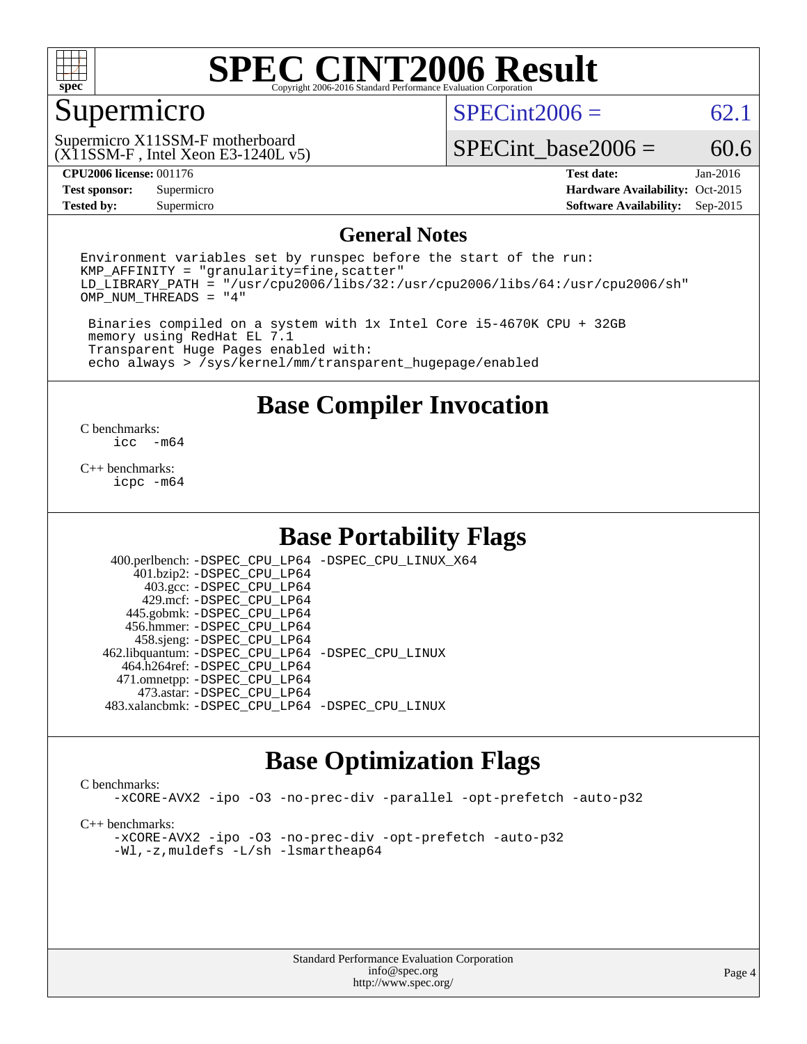# SPEC CINT2006 Result

Copyright 2006-2016 Standard Performance Evaluation Corporation

## Supermicro

Supermicro X11SSM-F motherboard
(X11SSM-F , Intel Xeon E3-1240L v5)

SPECint2006 = 62.1

SPECint_base2006 = 60.6

| | | | |
|---|---|---|---|
| **CPU2006 license:** 001176 | | **Test date:** | Jan-2016 |
| **Test sponsor:** | Supermicro | **Hardware Availability:** | Oct-2015 |
| **Tested by:** | Supermicro | **Software Availability:** | Sep-2015 |

## General Notes

```
Environment variables set by runspec before the start of the run:
KMP_AFFINITY = "granularity=fine,scatter"
LD_LIBRARY_PATH = "/usr/cpu2006/libs/32:/usr/cpu2006/libs/64:/usr/cpu2006/sh"
OMP_NUM_THREADS = "4"

 Binaries compiled on a system with 1x Intel Core i5-4670K CPU + 32GB
 memory using RedHat EL 7.1
 Transparent Huge Pages enabled with:
 echo always > /sys/kernel/mm/transparent_hugepage/enabled
```

## Base Compiler Invocation

C benchmarks:
```
icc  -m64
```

C++ benchmarks:
```
icpc -m64
```

## Base Portability Flags

| | |
|---|---|
| 400.perlbench: | -DSPEC_CPU_LP64 -DSPEC_CPU_LINUX_X64 |
| 401.bzip2: | -DSPEC_CPU_LP64 |
| 403.gcc: | -DSPEC_CPU_LP64 |
| 429.mcf: | -DSPEC_CPU_LP64 |
| 445.gobmk: | -DSPEC_CPU_LP64 |
| 456.hmmer: | -DSPEC_CPU_LP64 |
| 458.sjeng: | -DSPEC_CPU_LP64 |
| 462.libquantum: | -DSPEC_CPU_LP64 -DSPEC_CPU_LINUX |
| 464.h264ref: | -DSPEC_CPU_LP64 |
| 471.omnetpp: | -DSPEC_CPU_LP64 |
| 473.astar: | -DSPEC_CPU_LP64 |
| 483.xalancbmk: | -DSPEC_CPU_LP64 -DSPEC_CPU_LINUX |

## Base Optimization Flags

C benchmarks:
```
-xCORE-AVX2 -ipo -O3 -no-prec-div -parallel -opt-prefetch -auto-p32
```

C++ benchmarks:
```
-xCORE-AVX2 -ipo -O3 -no-prec-div -opt-prefetch -auto-p32
-Wl,-z,muldefs -L/sh -lsmartheap64
```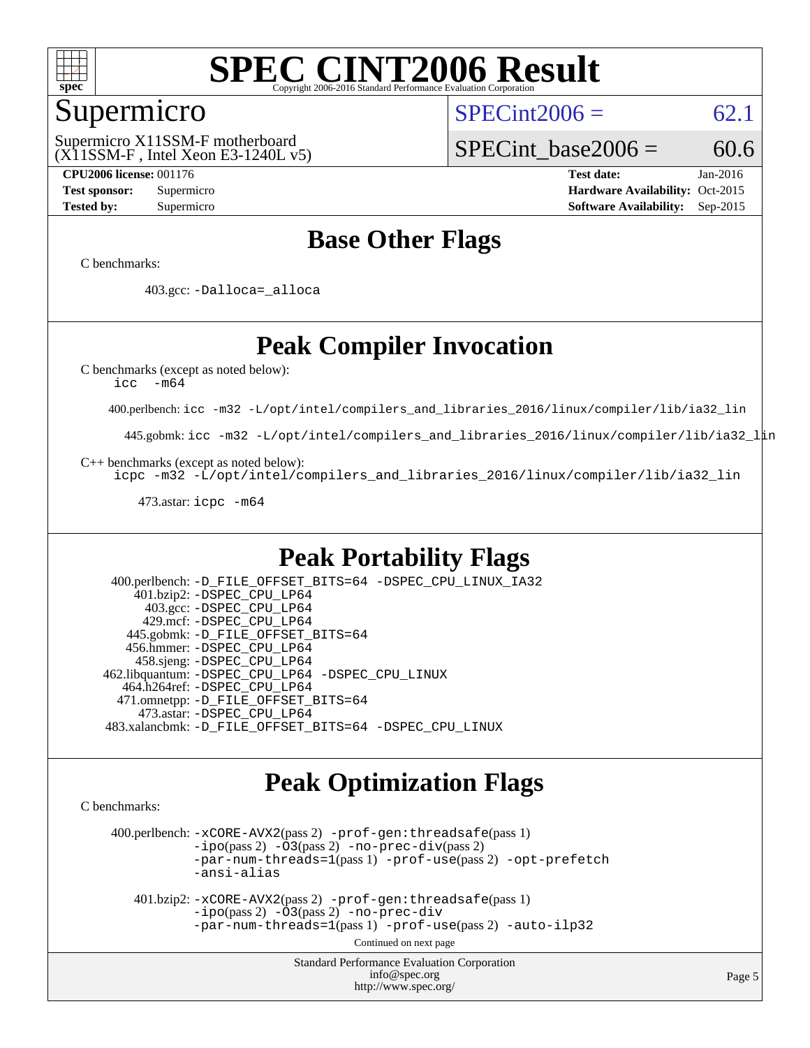# SPEC CINT2006 Result

Copyright 2006-2016 Standard Performance Evaluation Corporation

## Supermicro

Supermicro X11SSM-F motherboard
(X11SSM-F , Intel Xeon E3-1240L v5)

SPECint2006 = 62.1

SPECint_base2006 = 60.6

**CPU2006 license:** 001176
**Test sponsor:** Supermicro
**Tested by:** Supermicro

**Test date:** Jan-2016
**Hardware Availability:** Oct-2015
**Software Availability:** Sep-2015

## Base Other Flags

C benchmarks:

403.gcc: `-Dalloca=_alloca`

## Peak Compiler Invocation

C benchmarks (except as noted below):
`icc -m64`

400.perlbench: `icc -m32 -L/opt/intel/compilers_and_libraries_2016/linux/compiler/lib/ia32_lin`

445.gobmk: `icc -m32 -L/opt/intel/compilers_and_libraries_2016/linux/compiler/lib/ia32_lin`

C++ benchmarks (except as noted below):
`icpc -m32 -L/opt/intel/compilers_and_libraries_2016/linux/compiler/lib/ia32_lin`

473.astar: `icpc -m64`

## Peak Portability Flags

400.perlbench: `-D_FILE_OFFSET_BITS=64 -DSPEC_CPU_LINUX_IA32`
401.bzip2: `-DSPEC_CPU_LP64`
403.gcc: `-DSPEC_CPU_LP64`
429.mcf: `-DSPEC_CPU_LP64`
445.gobmk: `-D_FILE_OFFSET_BITS=64`
456.hmmer: `-DSPEC_CPU_LP64`
458.sjeng: `-DSPEC_CPU_LP64`
462.libquantum: `-DSPEC_CPU_LP64 -DSPEC_CPU_LINUX`
464.h264ref: `-DSPEC_CPU_LP64`
471.omnetpp: `-D_FILE_OFFSET_BITS=64`
473.astar: `-DSPEC_CPU_LP64`
483.xalancbmk: `-D_FILE_OFFSET_BITS=64 -DSPEC_CPU_LINUX`

## Peak Optimization Flags

C benchmarks:

400.perlbench: `-xCORE-AVX2`(pass 2) `-prof-gen:threadsafe`(pass 1) `-ipo`(pass 2) `-O3`(pass 2) `-no-prec-div`(pass 2) `-par-num-threads=1`(pass 1) `-prof-use`(pass 2) `-opt-prefetch` `-ansi-alias`

401.bzip2: `-xCORE-AVX2`(pass 2) `-prof-gen:threadsafe`(pass 1) `-ipo`(pass 2) `-O3`(pass 2) `-no-prec-div` `-par-num-threads=1`(pass 1) `-prof-use`(pass 2) `-auto-ilp32`

Continued on next page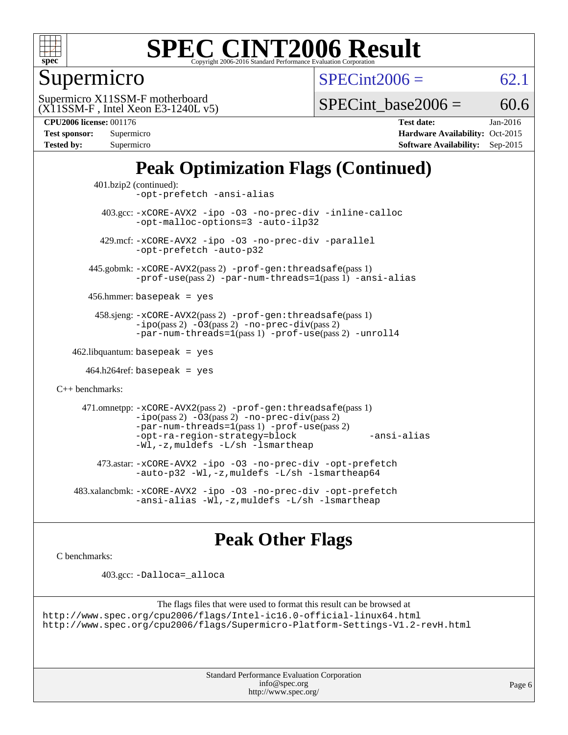# SPEC CINT2006 Result

Copyright 2006-2016 Standard Performance Evaluation Corporation

## Supermicro

Supermicro X11SSM-F motherboard
(X11SSM-F , Intel Xeon E3-1240L v5)

SPECint2006 = 62.1

SPECint_base2006 = 60.6

**CPU2006 license:** 001176 **Test date:** Jan-2016
**Test sponsor:** Supermicro **Hardware Availability:** Oct-2015
**Tested by:** Supermicro **Software Availability:** Sep-2015

## Peak Optimization Flags (Continued)

401.bzip2 (continued):
-opt-prefetch -ansi-alias

403.gcc: -xCORE-AVX2 -ipo -O3 -no-prec-div -inline-calloc -opt-malloc-options=3 -auto-ilp32

429.mcf: -xCORE-AVX2 -ipo -O3 -no-prec-div -parallel -opt-prefetch -auto-p32

445.gobmk: -xCORE-AVX2(pass 2) -prof-gen:threadsafe(pass 1) -prof-use(pass 2) -par-num-threads=1(pass 1) -ansi-alias

456.hmmer: basepeak = yes

458.sjeng: -xCORE-AVX2(pass 2) -prof-gen:threadsafe(pass 1) -ipo(pass 2) -O3(pass 2) -no-prec-div(pass 2) -par-num-threads=1(pass 1) -prof-use(pass 2) -unroll4

462.libquantum: basepeak = yes

464.h264ref: basepeak = yes

C++ benchmarks:

471.omnetpp: -xCORE-AVX2(pass 2) -prof-gen:threadsafe(pass 1) -ipo(pass 2) -O3(pass 2) -no-prec-div(pass 2) -par-num-threads=1(pass 1) -prof-use(pass 2) -opt-ra-region-strategy=block -ansi-alias -Wl,-z,muldefs -L/sh -lsmartheap

473.astar: -xCORE-AVX2 -ipo -O3 -no-prec-div -opt-prefetch -auto-p32 -Wl,-z,muldefs -L/sh -lsmartheap64

483.xalancbmk: -xCORE-AVX2 -ipo -O3 -no-prec-div -opt-prefetch -ansi-alias -Wl,-z,muldefs -L/sh -lsmartheap

## Peak Other Flags

C benchmarks:

403.gcc: -Dalloca=_alloca

The flags files that were used to format this result can be browsed at
http://www.spec.org/cpu2006/flags/Intel-ic16.0-official-linux64.html
http://www.spec.org/cpu2006/flags/Supermicro-Platform-Settings-V1.2-revH.html

Standard Performance Evaluation Corporation
info@spec.org
http://www.spec.org/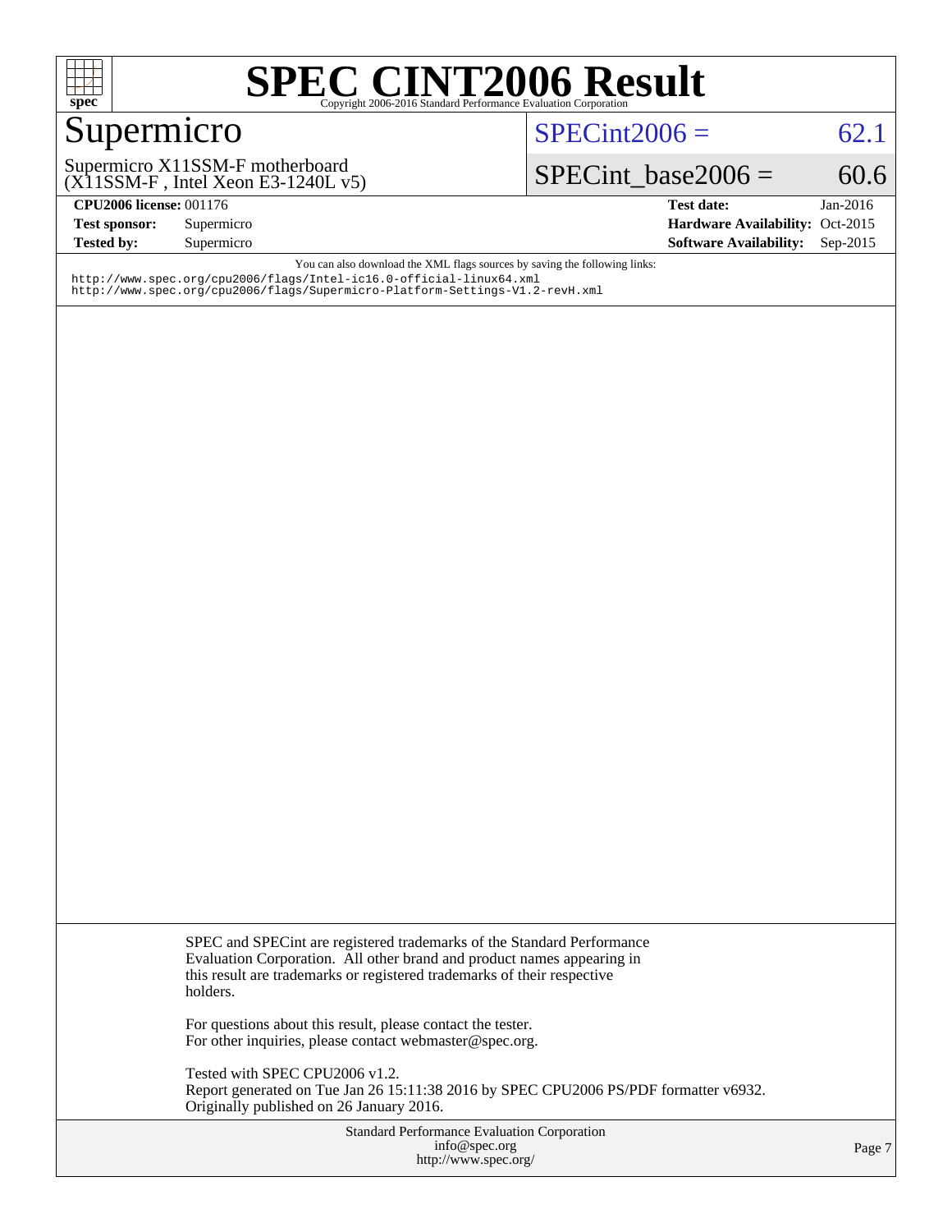# SPEC CINT2006 Result

Copyright 2006-2016 Standard Performance Evaluation Corporation

## Supermicro

Supermicro X11SSM-F motherboard
(X11SSM-F , Intel Xeon E3-1240L v5)

SPECint2006 = 62.1

SPECint_base2006 = 60.6

| | | | |
|---|---|---|---|
| **CPU2006 license:** 001176 | | **Test date:** | Jan-2016 |
| **Test sponsor:** | Supermicro | **Hardware Availability:** | Oct-2015 |
| **Tested by:** | Supermicro | **Software Availability:** | Sep-2015 |

You can also download the XML flags sources by saving the following links:

```
http://www.spec.org/cpu2006/flags/Intel-ic16.0-official-linux64.xml
http://www.spec.org/cpu2006/flags/Supermicro-Platform-Settings-V1.2-revH.xml
```

SPEC and SPECint are registered trademarks of the Standard Performance Evaluation Corporation. All other brand and product names appearing in this result are trademarks or registered trademarks of their respective holders.

For questions about this result, please contact the tester.
For other inquiries, please contact webmaster@spec.org.

Tested with SPEC CPU2006 v1.2.
Report generated on Tue Jan 26 15:11:38 2016 by SPEC CPU2006 PS/PDF formatter v6932.
Originally published on 26 January 2016.

Standard Performance Evaluation Corporation
info@spec.org
http://www.spec.org/